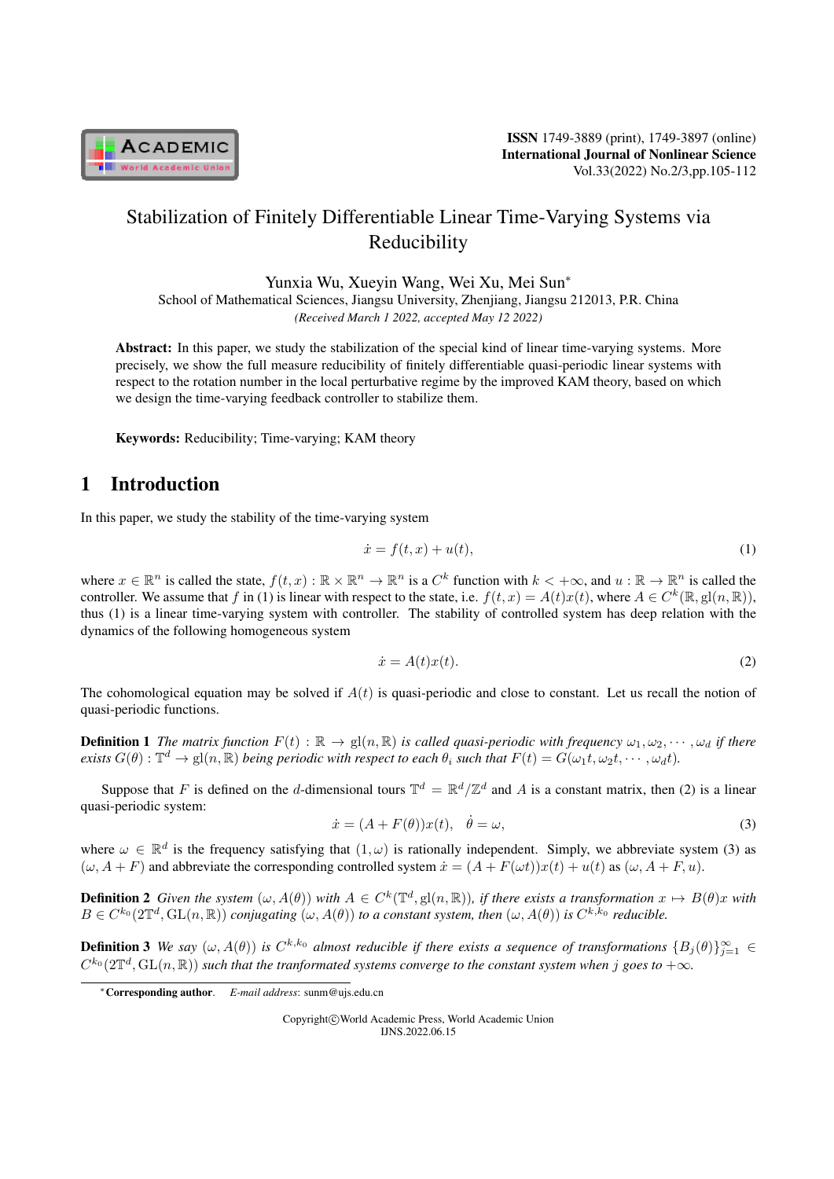# Stabilization of Finitely Differentiable Linear Time-Varying Systems via Reducibility

Yunxia Wu, Xueyin Wang, Wei Xu, Mei Sun*

School of Mathematical Sciences, Jiangsu University, Zhenjiang, Jiangsu 212013, P.R. China

*(Received March 1 2022, accepted May 12 2022)*

**Abstract:** In this paper, we study the stabilization of the special kind of linear time-varying systems. More precisely, we show the full measure reducibility of finitely differentiable quasi-periodic linear systems with respect to the rotation number in the local perturbative regime by the improved KAM theory, based on which we design the time-varying feedback controller to stabilize them.

**Keywords:** Reducibility; Time-varying; KAM theory

## 1 Introduction

In this paper, we study the stability of the time-varying system

$$\dot{x} = f(t, x) + u(t), \tag{1}$$

where $x \in \mathbb{R}^n$ is called the state, $f(t,x) : \mathbb{R} \times \mathbb{R}^n \to \mathbb{R}^n$ is a $C^k$ function with $k < +\infty$, and $u : \mathbb{R} \to \mathbb{R}^n$ is called the controller. We assume that $f$ in (1) is linear with respect to the state, i.e. $f(t,x) = A(t)x(t)$, where $A \in C^k(\mathbb{R}, \mathrm{gl}(n, \mathbb{R}))$, thus (1) is a linear time-varying system with controller. The stability of controlled system has deep relation with the dynamics of the following homogeneous system

$$\dot{x} = A(t)x(t). \tag{2}$$

The cohomological equation may be solved if $A(t)$ is quasi-periodic and close to constant. Let us recall the notion of quasi-periodic functions.

**Definition 1** *The matrix function $F(t) : \mathbb{R} \to \mathrm{gl}(n, \mathbb{R})$ is called quasi-periodic with frequency $\omega_1, \omega_2, \cdots, \omega_d$ if there exists $G(\theta) : \mathbb{T}^d \to \mathrm{gl}(n, \mathbb{R})$ being periodic with respect to each $\theta_i$ such that $F(t) = G(\omega_1 t, \omega_2 t, \cdots, \omega_d t)$.*

Suppose that $F$ is defined on the $d$-dimensional tours $\mathbb{T}^d = \mathbb{R}^d / \mathbb{Z}^d$ and $A$ is a constant matrix, then (2) is a linear quasi-periodic system:

$$\dot{x} = (A + F(\theta))x(t), \quad \dot{\theta} = \omega, \tag{3}$$

where $\omega \in \mathbb{R}^d$ is the frequency satisfying that $(1, \omega)$ is rationally independent. Simply, we abbreviate system (3) as $(\omega, A + F)$ and abbreviate the corresponding controlled system $\dot{x} = (A + F(\omega t))x(t) + u(t)$ as $(\omega, A + F, u)$.

**Definition 2** *Given the system $(\omega, A(\theta))$ with $A \in C^k(\mathbb{T}^d, \mathrm{gl}(n, \mathbb{R}))$, if there exists a transformation $x \mapsto B(\theta)x$ with $B \in C^{k_0}(2\mathbb{T}^d, \mathrm{GL}(n, \mathbb{R}))$ conjugating $(\omega, A(\theta))$ to a constant system, then $(\omega, A(\theta))$ is $C^{k,k_0}$ reducible.*

**Definition 3** *We say $(\omega, A(\theta))$ is $C^{k,k_0}$ almost reducible if there exists a sequence of transformations $\{B_j(\theta)\}_{j=1}^{\infty} \in C^{k_0}(2\mathbb{T}^d, \mathrm{GL}(n, \mathbb{R}))$ such that the tranformated systems converge to the constant system when $j$ goes to $+\infty$.*

---

*Corresponding author. *E-mail address*: sunm@ujs.edu.cn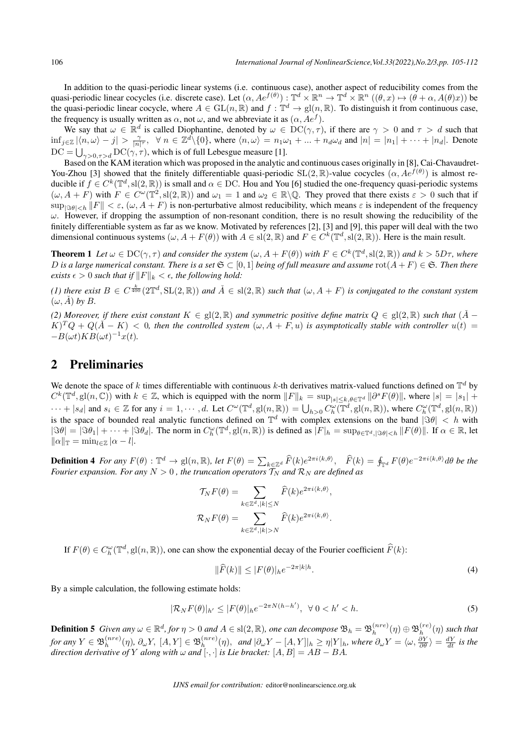In addition to the quasi-periodic linear systems (i.e. continuous case), another aspect of reducibility comes from the quasi-periodic linear cocycles (i.e. discrete case). Let $(\alpha, Ae^{f(\theta)}) : \mathbb{T}^d \times \mathbb{R}^n \to \mathbb{T}^d \times \mathbb{R}^n$ $((\theta, x) \mapsto (\theta + \alpha, A(\theta)x))$ be the quasi-periodic linear cocycle, where $A \in \mathrm{GL}(n, \mathbb{R})$ and $f : \mathbb{T}^d \to \mathrm{gl}(n, \mathbb{R})$. To distinguish it from continuous case, the frequency is usually written as $\alpha$, not $\omega$, and we abbreviate it as $(\alpha, Ae^f)$.

We say that $\omega \in \mathbb{R}^d$ is called Diophantine, denoted by $\omega \in \mathrm{DC}(\gamma, \tau)$, if there are $\gamma > 0$ and $\tau > d$ such that $\inf_{j\in\mathbb{Z}} |\langle n, \omega\rangle - j| > \frac{\gamma}{|n|^\tau}$, $\forall\ n \in \mathbb{Z}^d\backslash\{0\}$, where $\langle n, \omega\rangle = n_1\omega_1 + ... + n_d\omega_d$ and $|n| = |n_1| + \cdots + |n_d|$. Denote $\mathrm{DC} = \bigcup_{\gamma>0,\tau>d} \mathrm{DC}(\gamma, \tau)$, which is of full Lebesgue measure [1].

Based on the KAM iteration which was proposed in the analytic and continuous cases originally in [8], Cai-Chavaudret-You-Zhou [3] showed that the finitely differentiable quasi-periodic $\mathrm{SL}(2, \mathbb{R})$-value cocycles $(\alpha, Ae^{f(\theta)})$ is almost reducible if $f \in C^k(\mathbb{T}^d, \mathrm{sl}(2, \mathbb{R}))$ is small and $\alpha \in \mathrm{DC}$. Hou and You [6] studied the one-frequency quasi-periodic systems $(\omega, A + F)$ with $F \in C^\omega(\mathbb{T}^2, \mathrm{sl}(2, \mathbb{R}))$ and $\omega_1 = 1$ and $\omega_2 \in \mathbb{R}\backslash\mathbb{Q}$. They proved that there exists $\varepsilon > 0$ such that if $\sup_{|\Im\theta|<h} \|F\| < \varepsilon$, $(\omega, A + F)$ is non-perturbative almost reducibility, which means $\varepsilon$ is independent of the frequency $\omega$. However, if dropping the assumption of non-resonant condition, there is no result showing the reducibility of the finitely differentiable system as far as we know. Motivated by references [2], [3] and [9], this paper will deal with the two dimensional continuous systems $(\omega, A + F(\theta))$ with $A \in \mathrm{sl}(2, \mathbb{R})$ and $F \in C^k(\mathbb{T}^d, \mathrm{sl}(2, \mathbb{R}))$. Here is the main result.

**Theorem 1** *Let $\omega \in \mathrm{DC}(\gamma, \tau)$ and consider the system $(\omega, A + F(\theta))$ with $F \in C^k(\mathbb{T}^d, \mathrm{sl}(2, \mathbb{R}))$ and $k > 5D\tau$, where $D$ is a large numerical constant. There is a set $\mathfrak{S} \subset [0, 1]$ being of full measure and assume $\mathrm{rot}(A + F) \in \mathfrak{S}$. Then there exists $\epsilon > 0$ such that if $\|F\|_k < \epsilon$, the following hold:*

*(1) there exist $B \in C^{\frac{k}{400}}(2\mathbb{T}^d, \mathrm{SL}(2, \mathbb{R}))$ and $\tilde{A} \in \mathrm{sl}(2, \mathbb{R})$ such that $(\omega, A + F)$ is conjugated to the constant system $(\omega, \tilde{A})$ by $B$.*

*(2) Moreover, if there exist constant $K \in \mathrm{gl}(2, \mathbb{R})$ and symmetric positive define matrix $Q \in \mathrm{gl}(2, \mathbb{R})$ such that $(\tilde{A} - K)^T Q + Q(\tilde{A} - K) < 0$, then the controlled system $(\omega, A + F, u)$ is asymptotically stable with controller $u(t) = -B(\omega t)KB(\omega t)^{-1}x(t)$.*

## 2 Preliminaries

We denote the space of $k$ times differentiable with continuous $k$-th derivatives matrix-valued functions defined on $\mathbb{T}^d$ by $C^k(\mathbb{T}^d, \mathrm{gl}(n, \mathbb{C}))$ with $k \in \mathbb{Z}$, which is equipped with the norm $\|F\|_k = \sup_{|s|\le k,\theta\in\mathbb{T}^d} \|\partial^s F(\theta)\|$, where $|s| = |s_1| + \cdots + |s_d|$ and $s_i \in \mathbb{Z}$ for any $i = 1, \cdots, d$. Let $C^\omega(\mathbb{T}^d, \mathrm{gl}(n, \mathbb{R})) = \bigcup_{h>0} C^\omega_h(\mathbb{T}^d, \mathrm{gl}(n, \mathbb{R}))$, where $C^\omega_h(\mathbb{T}^d, \mathrm{gl}(n, \mathbb{R}))$ is the space of bounded real analytic functions defined on $\mathbb{T}^d$ with complex extensions on the band $|\Im\theta| < h$ with $|\Im\theta| = |\Im\theta_1| + \cdots + |\Im\theta_d|$. The norm in $C^\omega_h(\mathbb{T}^d, \mathrm{gl}(n, \mathbb{R}))$ is defined as $|F|_h = \sup_{\theta\in\mathbb{T}^d,|\Im\theta|<h} \|F(\theta)\|$. If $\alpha \in \mathbb{R}$, let $\|\alpha\|_{\mathbb{T}} = \min_{l\in\mathbb{Z}} |\alpha - l|$.

**Definition 4** *For any $F(\theta) : \mathbb{T}^d \to \mathrm{gl}(n, \mathbb{R})$, let $F(\theta) = \sum_{k\in\mathbb{Z}^d} \widehat{F}(k)e^{2\pi i\langle k,\theta\rangle}$, $\widehat{F}(k) = \oint_{\mathbb{T}^d} F(\theta)e^{-2\pi i\langle k,\theta\rangle}d\theta$ be the Fourier expansion. For any $N > 0$ , the truncation operators $\mathcal{T}_N$ and $\mathcal{R}_N$ are defined as*

$$\mathcal{T}_N F(\theta) = \sum_{k\in\mathbb{Z}^d,|k|\le N} \widehat{F}(k)e^{2\pi i\langle k,\theta\rangle},$$
$$\mathcal{R}_N F(\theta) = \sum_{k\in\mathbb{Z}^d,|k|>N} \widehat{F}(k)e^{2\pi i\langle k,\theta\rangle}.$$

If $F(\theta) \in C^\omega_h(\mathbb{T}^d, \mathrm{gl}(n, \mathbb{R}))$, one can show the exponential decay of the Fourier coefficient $\widehat{F}(k)$:

$$\|\widehat{F}(k)\| \le |F(\theta)|_h e^{-2\pi|k|h}. \tag{4}$$

By a simple calculation, the following estimate holds:

$$|\mathcal{R}_N F(\theta)|_{h'} \le |F(\theta)|_h e^{-2\pi N(h-h')},\ \ \forall\ 0 < h' < h. \tag{5}$$

**Definition 5** *Given any $\omega \in \mathbb{R}^d$, for $\eta > 0$ and $A \in \mathrm{sl}(2, \mathbb{R})$, one can decompose $\mathfrak{B}_h = \mathfrak{B}^{(nre)}_h(\eta) \oplus \mathfrak{B}^{(re)}_h(\eta)$ such that for any $Y \in \mathfrak{B}^{(nre)}_h(\eta)$, $\partial_\omega Y$, $[A, Y] \in \mathfrak{B}^{(nre)}_h(\eta)$, and $|\partial_\omega Y - [A, Y]|_h \ge \eta|Y|_h$, where $\partial_\omega Y = \langle\omega, \frac{\partial Y}{\partial\theta}\rangle = \frac{dY}{dt}$ is the direction derivative of $Y$ along with $\omega$ and $[\cdot, \cdot]$ is Lie bracket: $[A, B] = AB - BA$.*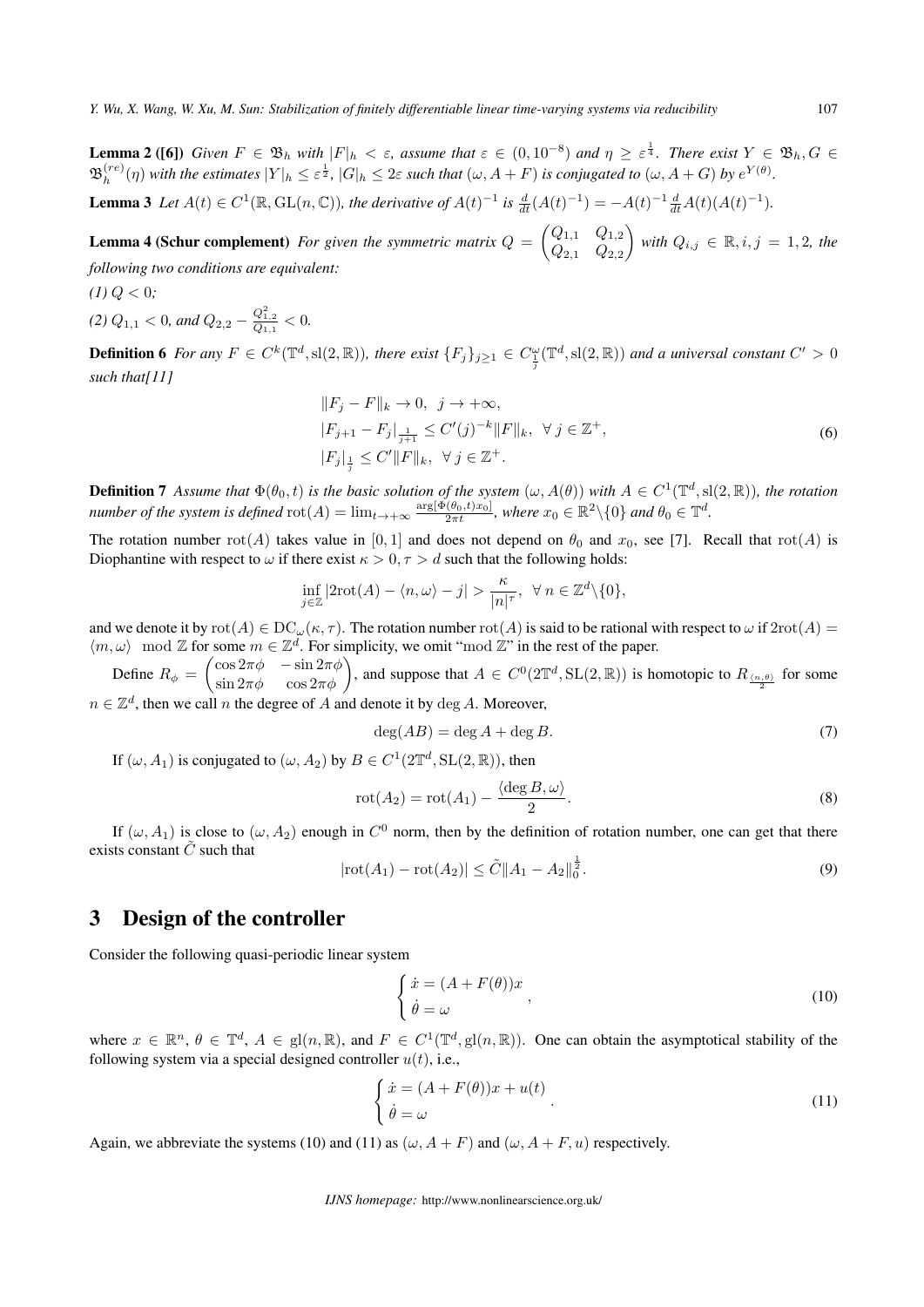**Lemma 2 ([6])** *Given $F \in \mathfrak{B}_h$ with $|F|_h < \varepsilon$, assume that $\varepsilon \in (0, 10^{-8})$ and $\eta \geq \varepsilon^{\frac{1}{4}}$. There exist $Y \in \mathfrak{B}_h, G \in \mathfrak{B}_h^{(re)}(\eta)$ with the estimates $|Y|_h \leq \varepsilon^{\frac{1}{2}}$, $|G|_h \leq 2\varepsilon$ such that $(\omega, A+F)$ is conjugated to $(\omega, A+G)$ by $e^{Y(\theta)}$.*

**Lemma 3** *Let $A(t) \in C^1(\mathbb{R}, \mathrm{GL}(n, \mathbb{C}))$, the derivative of $A(t)^{-1}$ is $\frac{d}{dt}(A(t)^{-1}) = -A(t)^{-1}\frac{d}{dt}A(t)(A(t)^{-1})$.*

**Lemma 4 (Schur complement)** *For given the symmetric matrix $Q = \begin{pmatrix} Q_{1,1} & Q_{1,2} \\ Q_{2,1} & Q_{2,2} \end{pmatrix}$ with $Q_{i,j} \in \mathbb{R}, i,j = 1,2$, the following two conditions are equivalent:*

*(1) $Q < 0$;*

*(2) $Q_{1,1} < 0$, and $Q_{2,2} - \frac{Q_{1,2}^2}{Q_{1,1}} < 0$.*

**Definition 6** *For any $F \in C^k(\mathbb{T}^d, \mathrm{sl}(2, \mathbb{R}))$, there exist $\{F_j\}_{j \geq 1} \in C^\omega_{\frac{1}{j}}(\mathbb{T}^d, \mathrm{sl}(2, \mathbb{R}))$ and a universal constant $C' > 0$ such that[11]*

$$
\begin{aligned}
&\|F_j - F\|_k \to 0, \;\; j \to +\infty, \\
&|F_{j+1} - F_j|_{\frac{1}{j+1}} \leq C'(j)^{-k}\|F\|_k, \;\; \forall\, j \in \mathbb{Z}^+, \\
&|F_j|_{\frac{1}{j}} \leq C'\|F\|_k, \;\; \forall\, j \in \mathbb{Z}^+.
\end{aligned} \tag{6}
$$

**Definition 7** *Assume that $\Phi(\theta_0, t)$ is the basic solution of the system $(\omega, A(\theta))$ with $A \in C^1(\mathbb{T}^d, \mathrm{sl}(2, \mathbb{R}))$, the rotation number of the system is defined $\mathrm{rot}(A) = \lim_{t\to+\infty} \frac{\arg[\Phi(\theta_0,t)x_0]}{2\pi t}$, where $x_0 \in \mathbb{R}^2 \backslash \{0\}$ and $\theta_0 \in \mathbb{T}^d$.*

The rotation number $\mathrm{rot}(A)$ takes value in $[0, 1]$ and does not depend on $\theta_0$ and $x_0$, see [7]. Recall that $\mathrm{rot}(A)$ is Diophantine with respect to $\omega$ if there exist $\kappa > 0, \tau > d$ such that the following holds:

$$
\inf_{j\in\mathbb{Z}} |2\mathrm{rot}(A) - \langle n, \omega\rangle - j| > \frac{\kappa}{|n|^\tau}, \;\; \forall\, n \in \mathbb{Z}^d \backslash \{0\},
$$

and we denote it by $\mathrm{rot}(A) \in \mathrm{DC}_\omega(\kappa, \tau)$. The rotation number $\mathrm{rot}(A)$ is said to be rational with respect to $\omega$ if $2\mathrm{rot}(A) = \langle m, \omega\rangle \mod \mathbb{Z}$ for some $m \in \mathbb{Z}^d$. For simplicity, we omit "$\mathrm{mod}\ \mathbb{Z}$" in the rest of the paper.

Define $R_\phi = \begin{pmatrix} \cos 2\pi\phi & -\sin 2\pi\phi \\ \sin 2\pi\phi & \cos 2\pi\phi \end{pmatrix}$, and suppose that $A \in C^0(2\mathbb{T}^d, \mathrm{SL}(2, \mathbb{R}))$ is homotopic to $R_{\frac{\langle n,\theta\rangle}{2}}$ for some $n \in \mathbb{Z}^d$, then we call $n$ the degree of $A$ and denote it by $\deg A$. Moreover,

$$
\deg(AB) = \deg A + \deg B. \tag{7}
$$

If $(\omega, A_1)$ is conjugated to $(\omega, A_2)$ by $B \in C^1(2\mathbb{T}^d, \mathrm{SL}(2, \mathbb{R}))$, then

$$
\mathrm{rot}(A_2) = \mathrm{rot}(A_1) - \frac{\langle \deg B, \omega\rangle}{2}. \tag{8}
$$

If $(\omega, A_1)$ is close to $(\omega, A_2)$ enough in $C^0$ norm, then by the definition of rotation number, one can get that there exists constant $\tilde{C}$ such that

$$
|\mathrm{rot}(A_1) - \mathrm{rot}(A_2)| \leq \tilde{C}\|A_1 - A_2\|_0^{\frac{1}{2}}. \tag{9}
$$

## 3 Design of the controller

Consider the following quasi-periodic linear system

$$
\begin{cases} \dot{x} = (A + F(\theta))x \\ \dot{\theta} = \omega \end{cases}, \tag{10}
$$

where $x \in \mathbb{R}^n$, $\theta \in \mathbb{T}^d$, $A \in \mathrm{gl}(n, \mathbb{R})$, and $F \in C^1(\mathbb{T}^d, \mathrm{gl}(n, \mathbb{R}))$. One can obtain the asymptotical stability of the following system via a special designed controller $u(t)$, i.e.,

$$
\begin{cases} \dot{x} = (A + F(\theta))x + u(t) \\ \dot{\theta} = \omega \end{cases}. \tag{11}
$$

Again, we abbreviate the systems (10) and (11) as $(\omega, A + F)$ and $(\omega, A + F, u)$ respectively.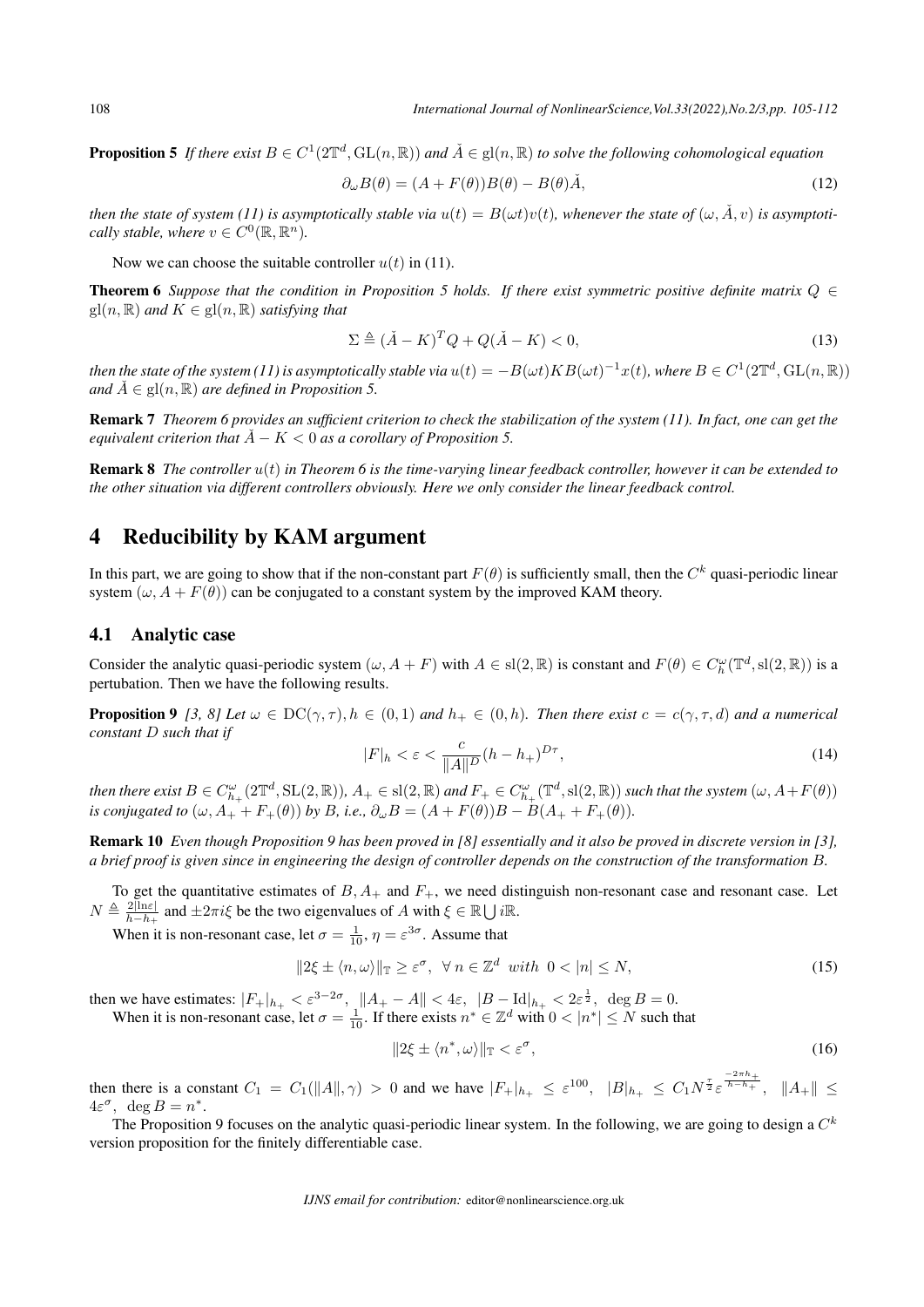**Proposition 5** *If there exist $B \in C^1(2\mathbb{T}^d, \mathrm{GL}(n,\mathbb{R}))$ and $\check{A} \in \mathrm{gl}(n,\mathbb{R})$ to solve the following cohomological equation*

$$\partial_\omega B(\theta) = (A + F(\theta))B(\theta) - B(\theta)\check{A}, \tag{12}$$

*then the state of system (11) is asymptotically stable via $u(t) = B(\omega t)v(t)$, whenever the state of $(\omega, \check{A}, v)$ is asymptotically stable, where $v \in C^0(\mathbb{R}, \mathbb{R}^n)$.*

Now we can choose the suitable controller $u(t)$ in (11).

**Theorem 6** *Suppose that the condition in Proposition 5 holds. If there exist symmetric positive definite matrix $Q \in \mathrm{gl}(n,\mathbb{R})$ and $K \in \mathrm{gl}(n,\mathbb{R})$ satisfying that*

$$\Sigma \triangleq (\check{A} - K)^T Q + Q(\check{A} - K) < 0, \tag{13}$$

*then the state of the system (11) is asymptotically stable via $u(t) = -B(\omega t)KB(\omega t)^{-1}x(t)$, where $B \in C^1(2\mathbb{T}^d, \mathrm{GL}(n,\mathbb{R}))$ and $\check{A} \in \mathrm{gl}(n,\mathbb{R})$ are defined in Proposition 5.*

**Remark 7** *Theorem 6 provides an sufficient criterion to check the stabilization of the system (11). In fact, one can get the equivalent criterion that $\check{A} - K < 0$ as a corollary of Proposition 5.*

**Remark 8** *The controller $u(t)$ in Theorem 6 is the time-varying linear feedback controller, however it can be extended to the other situation via different controllers obviously. Here we only consider the linear feedback control.*

# 4 Reducibility by KAM argument

In this part, we are going to show that if the non-constant part $F(\theta)$ is sufficiently small, then the $C^k$ quasi-periodic linear system $(\omega, A + F(\theta))$ can be conjugated to a constant system by the improved KAM theory.

## 4.1 Analytic case

Consider the analytic quasi-periodic system $(\omega, A + F)$ with $A \in \mathrm{sl}(2,\mathbb{R})$ is constant and $F(\theta) \in C_h^\omega(\mathbb{T}^d, \mathrm{sl}(2,\mathbb{R}))$ is a pertubation. Then we have the following results.

**Proposition 9** *[3, 8] Let $\omega \in \mathrm{DC}(\gamma, \tau)$, $h \in (0,1)$ and $h_+ \in (0,h)$. Then there exist $c = c(\gamma,\tau,d)$ and a numerical constant $D$ such that if*

$$|F|_h < \varepsilon < \frac{c}{\|A\|^D}(h - h_+)^{D\tau}, \tag{14}$$

*then there exist $B \in C_{h_+}^\omega(2\mathbb{T}^d, \mathrm{SL}(2,\mathbb{R}))$, $A_+ \in \mathrm{sl}(2,\mathbb{R})$ and $F_+ \in C_{h_+}^\omega(\mathbb{T}^d, \mathrm{sl}(2,\mathbb{R}))$ such that the system $(\omega, A + F(\theta))$ is conjugated to $(\omega, A_+ + F_+(\theta))$ by $B$, i.e., $\partial_\omega B = (A + F(\theta))B - B(A_+ + F_+(\theta))$.*

**Remark 10** *Even though Proposition 9 has been proved in [8] essentially and it also be proved in discrete version in [3], a brief proof is given since in engineering the design of controller depends on the construction of the transformation $B$.*

To get the quantitative estimates of $B$, $A_+$ and $F_+$, we need distinguish non-resonant case and resonant case. Let $N \triangleq \frac{2|\ln \varepsilon|}{h - h_+}$ and $\pm 2\pi i \xi$ be the two eigenvalues of $A$ with $\xi \in \mathbb{R} \bigcup i\mathbb{R}$.

When it is non-resonant case, let $\sigma = \frac{1}{10}$, $\eta = \varepsilon^{3\sigma}$. Assume that

$$\|2\xi \pm \langle n, \omega\rangle\|_{\mathbb{T}} \geq \varepsilon^\sigma, \ \ \forall\, n \in \mathbb{Z}^d \ \ with \ \ 0 < |n| \leq N, \tag{15}$$

then we have estimates: $|F_+|_{h_+} < \varepsilon^{3-2\sigma}$, $\|A_+ - A\| < 4\varepsilon$, $|B - \mathrm{Id}|_{h_+} < 2\varepsilon^{\frac{1}{2}}$, $\deg B = 0$.

When it is non-resonant case, let $\sigma = \frac{1}{10}$. If there exists $n^* \in \mathbb{Z}^d$ with $0 < |n^*| \leq N$ such that

$$\|2\xi \pm \langle n^*, \omega\rangle\|_{\mathbb{T}} < \varepsilon^\sigma, \tag{16}$$

then there is a constant $C_1 = C_1(\|A\|, \gamma) > 0$ and we have $|F_+|_{h_+} \leq \varepsilon^{100}$, $|B|_{h_+} \leq C_1 N^{\frac{\tau}{2}} \varepsilon^{\frac{-2\pi h_+}{h - h_+}}$, $\|A_+\| \leq 4\varepsilon^\sigma$, $\deg B = n^*$.

The Proposition 9 focuses on the analytic quasi-periodic linear system. In the following, we are going to design a $C^k$ version proposition for the finitely differentiable case.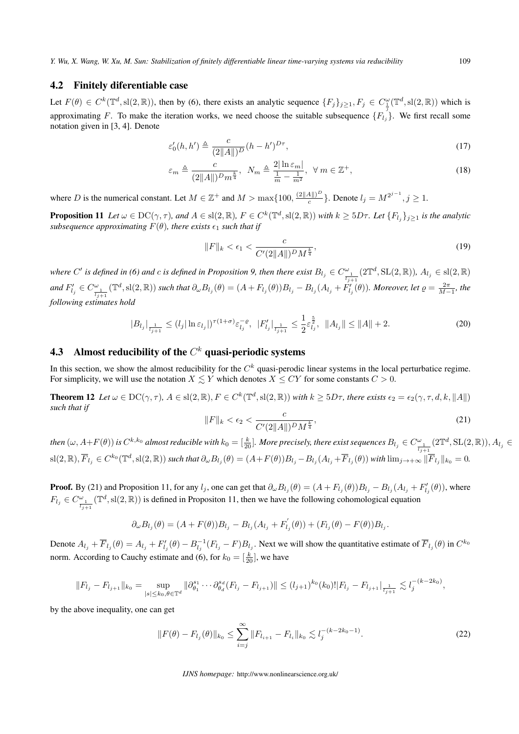### 4.2 Finitely diferentiable case

Let $F(\theta) \in C^k(\mathbb{T}^d, \mathrm{sl}(2,\mathbb{R}))$, then by (6), there exists an analytic sequence $\{F_j\}_{j\geq 1}, F_j \in C^{\omega}_{\frac{1}{j}}(\mathbb{T}^d, \mathrm{sl}(2,\mathbb{R}))$ which is approximating $F$. To make the iteration works, we need choose the suitable subsequence $\{F_{l_j}\}$. We first recall some notation given in [3, 4]. Denote

$$\varepsilon_0'(h,h') \triangleq \frac{c}{(2\|A\|)^D}(h-h')^{D\tau}, \tag{17}$$

$$\varepsilon_m \triangleq \frac{c}{(2\|A\|)^D m^{\frac{k}{4}}}, \;\; N_m \triangleq \frac{2|\ln \varepsilon_m|}{\frac{1}{m}-\frac{1}{m^2}}, \;\; \forall\, m \in \mathbb{Z}^+, \tag{18}$$

where $D$ is the numerical constant. Let $M \in \mathbb{Z}^+$ and $M > \max\{100, \frac{(2\|A\|)^D}{c}\}$. Denote $l_j = M^{2^{j-1}}, j \geq 1$.

**Proposition 11** *Let $\omega \in \mathrm{DC}(\gamma,\tau)$, and $A \in \mathrm{sl}(2,\mathbb{R})$, $F \in C^k(\mathbb{T}^d, \mathrm{sl}(2,\mathbb{R}))$ with $k \geq 5D\tau$. Let $\{F_{l_j}\}_{j\geq 1}$ is the analytic subsequence approximating $F(\theta)$, there exists $\epsilon_1$ such that if*

$$\|F\|_k < \epsilon_1 < \frac{c}{C'(2\|A\|)^D M^{\frac{k}{4}}}, \tag{19}$$

*where $C'$ is defined in (6) and $c$ is defined in Proposition 9, then there exist $B_{l_j} \in C^{\omega}_{\frac{1}{l_{j+1}}}(2\mathbb{T}^d, \mathrm{SL}(2,\mathbb{R}))$, $A_{l_j} \in \mathrm{sl}(2,\mathbb{R})$ and $F'_{l_j} \in C^{\omega}_{\frac{1}{l_{j+1}}}(\mathbb{T}^d, \mathrm{sl}(2,\mathbb{R}))$ such that $\partial_\omega B_{l_j}(\theta) = (A+F_{l_j}(\theta))B_{l_j} - B_{l_j}(A_{l_j}+F'_{l_j}(\theta))$. Moreover, let $\varrho = \frac{2\pi}{M-1}$, the following estimates hold*

$$|B_{l_j}|_{\frac{1}{l_{j+1}}} \leq (l_j|\ln \varepsilon_{l_j}|)^{\tau(1+\sigma)}\varepsilon_{l_j}^{-\varrho}, \;\; |F'_{l_j}|_{\frac{1}{l_{j+1}}} \leq \frac{1}{2}\varepsilon_{l_j}^{\frac{5}{2}}, \;\; \|A_{l_j}\| \leq \|A\|+2. \tag{20}$$

### 4.3 Almost reducibility of the $C^k$ quasi-periodic systems

In this section, we show the almost reducibility for the $C^k$ quasi-perodic linear systems in the local perturbatice regime. For simplicity, we will use the notation $X \lesssim Y$ which denotes $X \leq CY$ for some constants $C > 0$.

**Theorem 12** *Let $\omega \in \mathrm{DC}(\gamma,\tau)$, $A \in \mathrm{sl}(2,\mathbb{R}), F \in C^k(\mathbb{T}^d, \mathrm{sl}(2,\mathbb{R}))$ with $k \geq 5D\tau$, there exists $\epsilon_2 = \epsilon_2(\gamma,\tau,d,k,\|A\|)$ such that if*

$$\|F\|_k < \epsilon_2 < \frac{c}{C'(2\|A\|)^D M^{\frac{k}{4}}}, \tag{21}$$

*then $(\omega, A+F(\theta))$ is $C^{k,k_0}$ almost reducible with $k_0 = [\frac{k}{20}]$. More precisely, there exist sequences $B_{l_j} \in C^{\omega}_{\frac{1}{l_{j+1}}}(2\mathbb{T}^d, \mathrm{SL}(2,\mathbb{R})), A_{l_j} \in \mathrm{sl}(2,\mathbb{R}), \overline{F}_{l_j} \in C^{k_0}(\mathbb{T}^d, \mathrm{sl}(2,\mathbb{R}))$ such that $\partial_\omega B_{l_j}(\theta) = (A+F(\theta))B_{l_j} - B_{l_j}(A_{l_j}+\overline{F}_{l_j}(\theta))$ with $\lim_{j\to+\infty}\|\overline{F}_{l_j}\|_{k_0} = 0$.*

**Proof.** By (21) and Proposition 11, for any $l_j$, one can get that $\partial_\omega B_{l_j}(\theta) = (A+F_{l_j}(\theta))B_{l_j} - B_{l_j}(A_{l_j}+F'_{l_j}(\theta))$, where $F_{l_j} \in C^{\omega}_{\frac{1}{l_{j+1}}}(\mathbb{T}^d, \mathrm{sl}(2,\mathbb{R}))$ is defined in Propositon 11, then we have the following cohomological equation

$$\partial_\omega B_{l_j}(\theta) = (A+F(\theta))B_{l_j} - B_{l_j}(A_{l_j}+F'_{l_j}(\theta)) + (F_{l_j}(\theta)-F(\theta))B_{l_j}.$$

Denote $A_{l_j} + \overline{F}_{l_j}(\theta) = A_{l_j} + F'_{l_j}(\theta) - B^{-1}_{l_j}(F_{l_j}-F)B_{l_j}$. Next we will show the quantitative estimate of $\overline{F}_{l_j}(\theta)$ in $C^{k_0}$ norm. According to Cauchy estimate and (6), for $k_0 = [\frac{k}{20}]$, we have

$$\|F_{l_j}-F_{l_{j+1}}\|_{k_0} = \sup_{|s|\leq k_0, \theta\in\mathbb{T}^d}\|\partial^{s_1}_{\theta_1}\cdots\partial^{s_d}_{\theta_d}(F_{l_j}-F_{l_{j+1}})\| \leq (l_{j+1})^{k_0}(k_0)!|F_{l_j}-F_{l_{j+1}}|_{\frac{1}{l_{j+1}}} \lesssim l_j^{-(k-2k_0)},$$

by the above inequality, one can get

$$\|F(\theta)-F_{l_j}(\theta)\|_{k_0} \leq \sum_{i=j}^{\infty}\|F_{l_{i+1}}-F_{l_i}\|_{k_0} \lesssim l_j^{-(k-2k_0-1)}. \tag{22}$$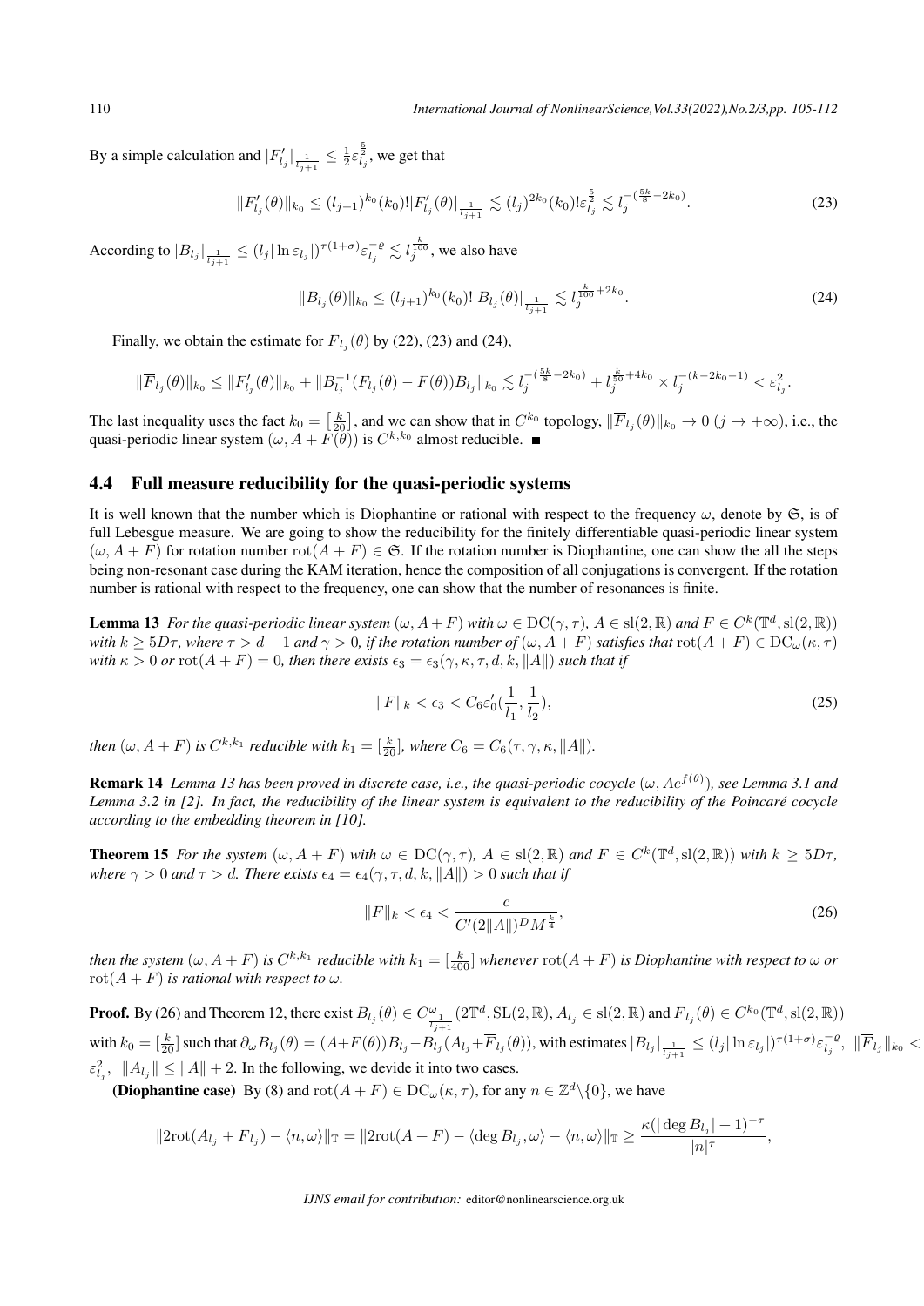By a simple calculation and $|F'_{l_j}|_{\frac{1}{l_{j+1}}} \leq \frac{1}{2}\varepsilon_{l_j}^{\frac{5}{2}}$, we get that

$$\|F'_{l_j}(\theta)\|_{k_0} \leq (l_{j+1})^{k_0}(k_0)!|F'_{l_j}(\theta)|_{\frac{1}{l_{j+1}}} \lesssim (l_j)^{2k_0}(k_0)!\varepsilon_{l_j}^{\frac{5}{2}} \lesssim l_j^{-(\frac{5k}{8}-2k_0)}. \tag{23}$$

According to $|B_{l_j}|_{\frac{1}{l_{j+1}}} \leq (l_j|\ln\varepsilon_{l_j}|)^{\tau(1+\sigma)}\varepsilon_{l_j}^{-\varrho} \lesssim l_j^{\frac{k}{100}}$, we also have

$$\|B_{l_j}(\theta)\|_{k_0} \leq (l_{j+1})^{k_0}(k_0)!|B_{l_j}(\theta)|_{\frac{1}{l_{j+1}}} \lesssim l_j^{\frac{k}{100}+2k_0}. \tag{24}$$

Finally, we obtain the estimate for $\overline{F}_{l_j}(\theta)$ by (22), (23) and (24),

$$\|\overline{F}_{l_j}(\theta)\|_{k_0} \leq \|F'_{l_j}(\theta)\|_{k_0} + \|B_{l_j}^{-1}(F_{l_j}(\theta) - F(\theta))B_{l_j}\|_{k_0} \lesssim l_j^{-(\frac{5k}{8}-2k_0)} + l_j^{\frac{k}{50}+4k_0} \times l_j^{-(k-2k_0-1)} < \varepsilon_{l_j}^2.$$

The last inequality uses the fact $k_0 = \left[\frac{k}{20}\right]$, and we can show that in $C^{k_0}$ topology, $\|\overline{F}_{l_j}(\theta)\|_{k_0} \to 0$ $(j \to +\infty)$, i.e., the quasi-periodic linear system $(\omega, A + F(\theta))$ is $C^{k,k_0}$ almost reducible. ∎

## 4.4 Full measure reducibility for the quasi-periodic systems

It is well known that the number which is Diophantine or rational with respect to the frequency $\omega$, denote by $\mathfrak{S}$, is of full Lebesgue measure. We are going to show the reducibility for the finitely differentiable quasi-periodic linear system $(\omega, A + F)$ for rotation number $\mathrm{rot}(A + F) \in \mathfrak{S}$. If the rotation number is Diophantine, one can show the all the steps being non-resonant case during the KAM iteration, hence the composition of all conjugations is convergent. If the rotation number is rational with respect to the frequency, one can show that the number of resonances is finite.

**Lemma 13** *For the quasi-periodic linear system $(\omega, A+F)$ with $\omega \in \mathrm{DC}(\gamma, \tau)$, $A \in \mathrm{sl}(2,\mathbb{R})$ and $F \in C^k(\mathbb{T}^d, \mathrm{sl}(2,\mathbb{R}))$ with $k \geq 5D\tau$, where $\tau > d-1$ and $\gamma > 0$, if the rotation number of $(\omega, A+F)$ satisfies that $\mathrm{rot}(A+F) \in \mathrm{DC}_\omega(\kappa, \tau)$ with $\kappa > 0$ or $\mathrm{rot}(A+F) = 0$, then there exists $\epsilon_3 = \epsilon_3(\gamma, \kappa, \tau, d, k, \|A\|)$ such that if*

$$\|F\|_k < \epsilon_3 < C_6\varepsilon'_0(\frac{1}{l_1}, \frac{1}{l_2}), \tag{25}$$

*then $(\omega, A+F)$ is $C^{k,k_1}$ reducible with $k_1 = [\frac{k}{20}]$, where $C_6 = C_6(\tau, \gamma, \kappa, \|A\|)$.*

**Remark 14** *Lemma 13 has been proved in discrete case, i.e., the quasi-periodic cocycle $(\omega, Ae^{f(\theta)})$, see Lemma 3.1 and Lemma 3.2 in [2]. In fact, the reducibility of the linear system is equivalent to the reducibility of the Poincaré cocycle according to the embedding theorem in [10].*

**Theorem 15** *For the system $(\omega, A+F)$ with $\omega \in \mathrm{DC}(\gamma, \tau)$, $A \in \mathrm{sl}(2,\mathbb{R})$ and $F \in C^k(\mathbb{T}^d, \mathrm{sl}(2,\mathbb{R}))$ with $k \geq 5D\tau$, where $\gamma > 0$ and $\tau > d$. There exists $\epsilon_4 = \epsilon_4(\gamma, \tau, d, k, \|A\|) > 0$ such that if*

$$\|F\|_k < \epsilon_4 < \frac{c}{C'(2\|A\|)^D M^{\frac{k}{4}}}, \tag{26}$$

*then the system $(\omega, A+F)$ is $C^{k,k_1}$ reducible with $k_1 = [\frac{k}{400}]$ whenever $\mathrm{rot}(A+F)$ is Diophantine with respect to $\omega$ or $\mathrm{rot}(A+F)$ is rational with respect to $\omega$.*

**Proof.** By (26) and Theorem 12, there exist $B_{l_j}(\theta) \in C^{\omega}_{\frac{1}{l_{j+1}}}(2\mathbb{T}^d, \mathrm{SL}(2,\mathbb{R}))$, $A_{l_j} \in \mathrm{sl}(2,\mathbb{R})$ and $\overline{F}_{l_j}(\theta) \in C^{k_0}(\mathbb{T}^d, \mathrm{sl}(2,\mathbb{R}))$ with $k_0 = [\frac{k}{20}]$ such that $\partial_\omega B_{l_j}(\theta) = (A+F(\theta))B_{l_j} - B_{l_j}(A_{l_j} + \overline{F}_{l_j}(\theta))$, with estimates $|B_{l_j}|_{\frac{1}{l_{j+1}}} \leq (l_j|\ln\varepsilon_{l_j}|)^{\tau(1+\sigma)}\varepsilon_{l_j}^{-\varrho}$, $\|\overline{F}_{l_j}\|_{k_0} < \varepsilon_{l_j}^2$, $\|A_{l_j}\| \leq \|A\| + 2$. In the following, we devide it into two cases.

**(Diophantine case)** By (8) and $\mathrm{rot}(A+F) \in \mathrm{DC}_\omega(\kappa, \tau)$, for any $n \in \mathbb{Z}^d \backslash \{0\}$, we have

$$\|2\mathrm{rot}(A_{l_j} + \overline{F}_{l_j}) - \langle n, \omega \rangle\|_{\mathbb{T}} = \|2\mathrm{rot}(A+F) - \langle \deg B_{l_j}, \omega \rangle - \langle n, \omega \rangle\|_{\mathbb{T}} \geq \frac{\kappa(|\deg B_{l_j}| + 1)^{-\tau}}{|n|^\tau},$$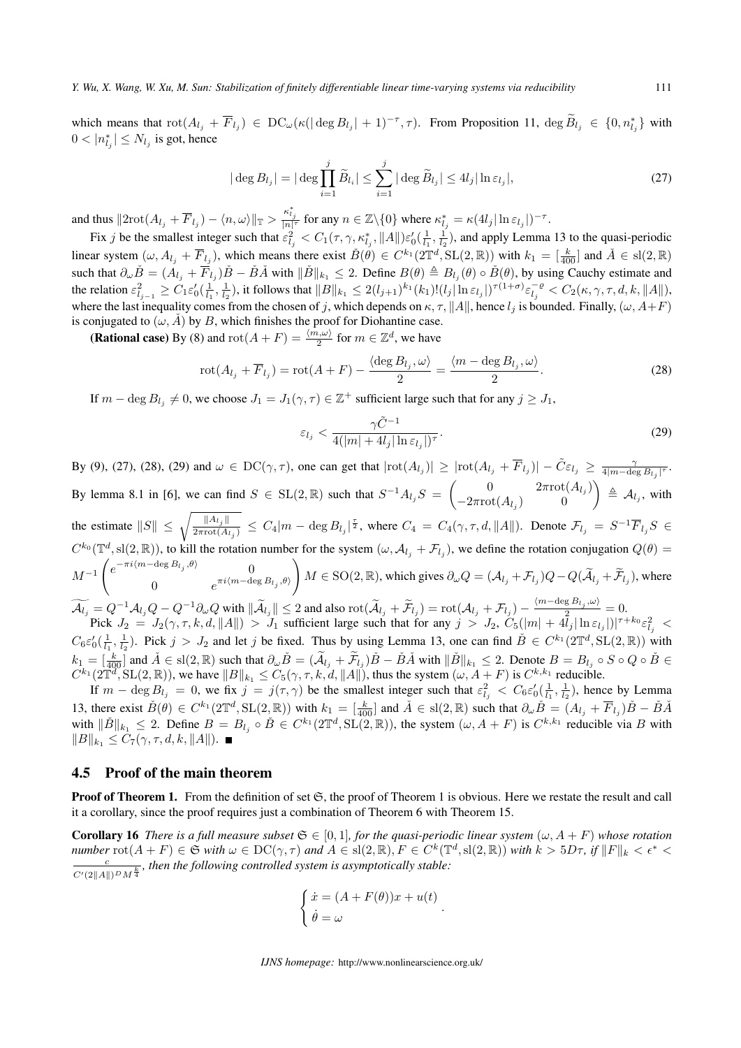which means that $\mathrm{rot}(A_{l_j}+\overline{F}_{l_j}) \in \mathrm{DC}_\omega(\kappa(|\deg B_{l_j}|+1)^{-\tau},\tau)$. From Proposition 11, $\deg \widetilde{B}_{l_j} \in \{0, n^*_{l_j}\}$ with $0<|n^*_{l_j}| \le N_{l_j}$ is got, hence

$$|\deg B_{l_j}| = |\deg \prod_{i=1}^{j} \widetilde{B}_{l_i}| \le \sum_{i=1}^{j} |\deg \widetilde{B}_{l_j}| \le 4l_j |\ln \varepsilon_{l_j}|, \tag{27}$$

and thus $\|2\mathrm{rot}(A_{l_j}+\overline{F}_{l_j}) - \langle n,\omega\rangle\|_{\mathbb{T}} > \frac{\kappa^*_{l_j}}{|n|^\tau}$ for any $n\in\mathbb{Z}\backslash\{0\}$ where $\kappa^*_{l_j} = \kappa(4l_j|\ln\varepsilon_{l_j}|)^{-\tau}$.

Fix $j$ be the smallest integer such that $\varepsilon^2_{l_j} < C_1(\tau,\gamma,\kappa^*_{l_j},\|A\|)\varepsilon'_0(\frac{1}{l_1},\frac{1}{l_2})$, and apply Lemma 13 to the quasi-periodic linear system $(\omega, A_{l_j}+\overline{F}_{l_j})$, which means there exist $\check{B}(\theta)\in C^{k_1}(2\mathbb{T}^d,\mathrm{SL}(2,\mathbb{R}))$ with $k_1=[\frac{k}{400}]$ and $\check{A}\in \mathrm{sl}(2,\mathbb{R})$ such that $\partial_\omega \check{B} = (A_{l_j}+\overline{F}_{l_j})\check{B} - \check{B}\check{A}$ with $\|\check{B}\|_{k_1}\le 2$. Define $B(\theta)\triangleq B_{l_j}(\theta)\circ \check{B}(\theta)$, by using Cauchy estimate and the relation $\varepsilon^2_{l_{j-1}} \ge C_1\varepsilon'_0(\frac{1}{l_1},\frac{1}{l_2})$, it follows that $\|B\|_{k_1} \le 2(l_{j+1})^{k_1}(k_1)!(l_j|\ln\varepsilon_{l_j}|)^{\tau(1+\sigma)}\varepsilon_{l_j}^{-\varrho} < C_2(\kappa,\gamma,\tau,d,k,\|A\|)$, where the last inequality comes from the chosen of $j$, which depends on $\kappa,\tau,\|A\|$, hence $l_j$ is bounded. Finally, $(\omega, A+F)$ is conjugated to $(\omega,\check{A})$ by $B$, which finishes the proof for Diohantine case.

**(Rational case)** By (8) and $\mathrm{rot}(A+F) = \frac{\langle m,\omega\rangle}{2}$ for $m\in\mathbb{Z}^d$, we have

$$\mathrm{rot}(A_{l_j}+\overline{F}_{l_j}) = \mathrm{rot}(A+F) - \frac{\langle \deg B_{l_j},\omega\rangle}{2} = \frac{\langle m-\deg B_{l_j},\omega\rangle}{2}. \tag{28}$$

If $m-\deg B_{l_j}\neq 0$, we choose $J_1 = J_1(\gamma,\tau)\in\mathbb{Z}^+$ sufficient large such that for any $j\ge J_1$,

$$\varepsilon_{l_j} < \frac{\gamma \tilde{C}^{-1}}{4(|m|+4l_j|\ln\varepsilon_{l_j}|)^\tau}. \tag{29}$$

By (9), (27), (28), (29) and $\omega\in \mathrm{DC}(\gamma,\tau)$, one can get that $|\mathrm{rot}(A_{l_j})| \ge |\mathrm{rot}(A_{l_j}+\overline{F}_{l_j})| - \tilde{C}\varepsilon_{l_j} \ge \frac{\gamma}{4|m-\deg B_{l_j}|^\tau}$. By lemma 8.1 in [6], we can find $S\in \mathrm{SL}(2,\mathbb{R})$ such that $S^{-1}A_{l_j}S = \begin{pmatrix} 0 & 2\pi\mathrm{rot}(A_{l_j}) \\ -2\pi\mathrm{rot}(A_{l_j}) & 0\end{pmatrix} \triangleq \mathcal{A}_{l_j}$, with the estimate $\|S\| \le \sqrt{\frac{\|A_{l_j}\|}{2\pi\mathrm{rot}(A_{l_j})}} \le C_4|m-\deg B_{l_j}|^{\frac{\tau}{2}}$, where $C_4 = C_4(\gamma,\tau,d,\|A\|)$. Denote $\mathcal{F}_{l_j} = S^{-1}\overline{F}_{l_j}S \in C^{k_0}(\mathbb{T}^d,\mathrm{sl}(2,\mathbb{R}))$, to kill the rotation number for the system $(\omega,\mathcal{A}_{l_j}+\mathcal{F}_{l_j})$, we define the rotation conjugation $Q(\theta) = M^{-1}\begin{pmatrix} e^{-\pi i\langle m-\deg B_{l_j},\theta\rangle} & 0 \\ 0 & e^{\pi i\langle m-\deg B_{l_j},\theta\rangle}\end{pmatrix} M \in \mathrm{SO}(2,\mathbb{R})$, which gives $\partial_\omega Q = (\mathcal{A}_{l_j}+\mathcal{F}_{l_j})Q - Q(\widetilde{\mathcal{A}}_{l_j}+\widetilde{\mathcal{F}}_{l_j})$, where $\widetilde{\mathcal{A}_{l_j}} = Q^{-1}\mathcal{A}_{l_j}Q - Q^{-1}\partial_\omega Q$ with $\|\widetilde{\mathcal{A}}_{l_j}\|\le 2$ and also $\mathrm{rot}(\widetilde{\mathcal{A}}_{l_j}+\widetilde{\mathcal{F}}_{l_j}) = \mathrm{rot}(\mathcal{A}_{l_j}+\mathcal{F}_{l_j}) - \frac{\langle m-\deg B_{l_j},\omega\rangle}{2} = 0$.

Pick $J_2 = J_2(\gamma,\tau,k,d,\|A\|) > J_1$ sufficient large such that for any $j>J_2$, $C_5(|m|+4l_j|\ln\varepsilon_{l_j}|)^{\tau+k_0}\varepsilon^2_{l_j} < C_6\varepsilon'_0(\frac{1}{l_1},\frac{1}{l_2})$. Pick $j>J_2$ and let $j$ be fixed. Thus by using Lemma 13, one can find $\check{B}\in C^{k_1}(2\mathbb{T}^d,\mathrm{SL}(2,\mathbb{R}))$ with $k_1=[\frac{k}{400}]$ and $\check{A}\in\mathrm{sl}(2,\mathbb{R})$ such that $\partial_\omega\check{B} = (\widetilde{\mathcal{A}}_{l_j}+\widetilde{\mathcal{F}}_{l_j})\check{B} - \check{B}\check{A}$ with $\|\check{B}\|_{k_1}\le 2$. Denote $B = B_{l_j}\circ S\circ Q\circ\check{B}\in C^{k_1}(2\mathbb{T}^d,\mathrm{SL}(2,\mathbb{R}))$, we have $\|B\|_{k_1}\le C_5(\gamma,\tau,k,d,\|A\|)$, thus the system $(\omega,A+F)$ is $C^{k,k_1}$ reducible.

If $m-\deg B_{l_j}=0$, we fix $j=j(\tau,\gamma)$ be the smallest integer such that $\varepsilon^2_{l_j} < C_6\varepsilon'_0(\frac{1}{l_1},\frac{1}{l_2})$, hence by Lemma 13, there exist $\check{B}(\theta)\in C^{k_1}(2\mathbb{T}^d,\mathrm{SL}(2,\mathbb{R}))$ with $k_1=[\frac{k}{400}]$ and $\check{A}\in\mathrm{sl}(2,\mathbb{R})$ such that $\partial_\omega\check{B} = (A_{l_j}+\overline{F}_{l_j})\check{B}-\check{B}\check{A}$ with $\|\check{B}\|_{k_1}\le 2$. Define $B = B_{l_j}\circ\check{B}\in C^{k_1}(2\mathbb{T}^d,\mathrm{SL}(2,\mathbb{R}))$, the system $(\omega,A+F)$ is $C^{k,k_1}$ reducible via $B$ with $\|B\|_{k_1}\le C_7(\gamma,\tau,d,k,\|A\|)$. ■

## 4.5 Proof of the main theorem

**Proof of Theorem 1.** From the definition of set $\mathfrak{S}$, the proof of Theorem 1 is obvious. Here we restate the result and call it a corollary, since the proof requires just a combination of Theorem 6 with Theorem 15.

**Corollary 16** *There is a full measure subset $\mathfrak{S}\in[0,1]$, for the quasi-periodic linear system $(\omega,A+F)$ whose rotation number $\mathrm{rot}(A+F)\in\mathfrak{S}$ with $\omega\in\mathrm{DC}(\gamma,\tau)$ and $A\in\mathrm{sl}(2,\mathbb{R})$, $F\in C^k(\mathbb{T}^d,\mathrm{sl}(2,\mathbb{R}))$ with $k>5D\tau$, if $\|F\|_k<\epsilon^*<\frac{c}{C'(2\|A\|)^D M^{\frac{k}{4}}}$, then the following controlled system is asymptotically stable:*

$$\begin{cases} \dot{x} = (A+F(\theta))x + u(t) \\ \dot{\theta} = \omega \end{cases}.$$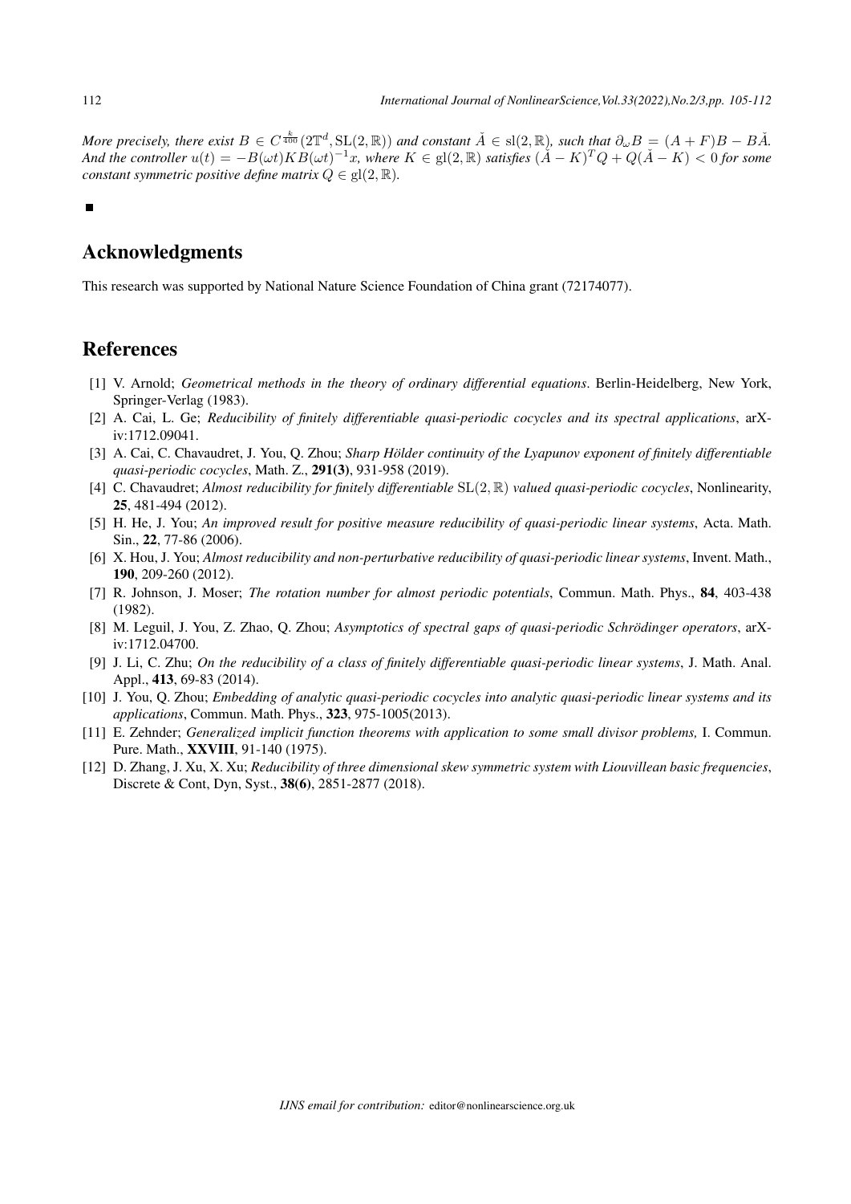*More precisely, there exist $B \in C^{\frac{k}{400}}(2\mathbb{T}^d, \mathrm{SL}(2,\mathbb{R}))$ and constant $\check{A} \in \mathrm{sl}(2,\mathbb{R})$, such that $\partial_\omega B = (A+F)B - B\check{A}$. And the controller $u(t) = -B(\omega t)KB(\omega t)^{-1}x$, where $K \in \mathrm{gl}(2,\mathbb{R})$ satisfies $(\check{A}-K)^T Q + Q(\check{A}-K) < 0$ for some constant symmetric positive define matrix $Q \in \mathrm{gl}(2,\mathbb{R})$.*

■

## Acknowledgments

This research was supported by National Nature Science Foundation of China grant (72174077).

## References

[1] V. Arnold; *Geometrical methods in the theory of ordinary differential equations*. Berlin-Heidelberg, New York, Springer-Verlag (1983).

[2] A. Cai, L. Ge; *Reducibility of finitely differentiable quasi-periodic cocycles and its spectral applications*, arXiv:1712.09041.

[3] A. Cai, C. Chavaudret, J. You, Q. Zhou; *Sharp Hölder continuity of the Lyapunov exponent of finitely differentiable quasi-periodic cocycles*, Math. Z., **291(3)**, 931-958 (2019).

[4] C. Chavaudret; *Almost reducibility for finitely differentiable $\mathrm{SL}(2,\mathbb{R})$ valued quasi-periodic cocycles*, Nonlinearity, **25**, 481-494 (2012).

[5] H. He, J. You; *An improved result for positive measure reducibility of quasi-periodic linear systems*, Acta. Math. Sin., **22**, 77-86 (2006).

[6] X. Hou, J. You; *Almost reducibility and non-perturbative reducibility of quasi-periodic linear systems*, Invent. Math., **190**, 209-260 (2012).

[7] R. Johnson, J. Moser; *The rotation number for almost periodic potentials*, Commun. Math. Phys., **84**, 403-438 (1982).

[8] M. Leguil, J. You, Z. Zhao, Q. Zhou; *Asymptotics of spectral gaps of quasi-periodic Schrödinger operators*, arXiv:1712.04700.

[9] J. Li, C. Zhu; *On the reducibility of a class of finitely differentiable quasi-periodic linear systems*, J. Math. Anal. Appl., **413**, 69-83 (2014).

[10] J. You, Q. Zhou; *Embedding of analytic quasi-periodic cocycles into analytic quasi-periodic linear systems and its applications*, Commun. Math. Phys., **323**, 975-1005(2013).

[11] E. Zehnder; *Generalized implicit function theorems with application to some small divisor problems,* I. Commun. Pure. Math., **XXVIII**, 91-140 (1975).

[12] D. Zhang, J. Xu, X. Xu; *Reducibility of three dimensional skew symmetric system with Liouvillean basic frequencies*, Discrete & Cont, Dyn, Syst., **38(6)**, 2851-2877 (2018).